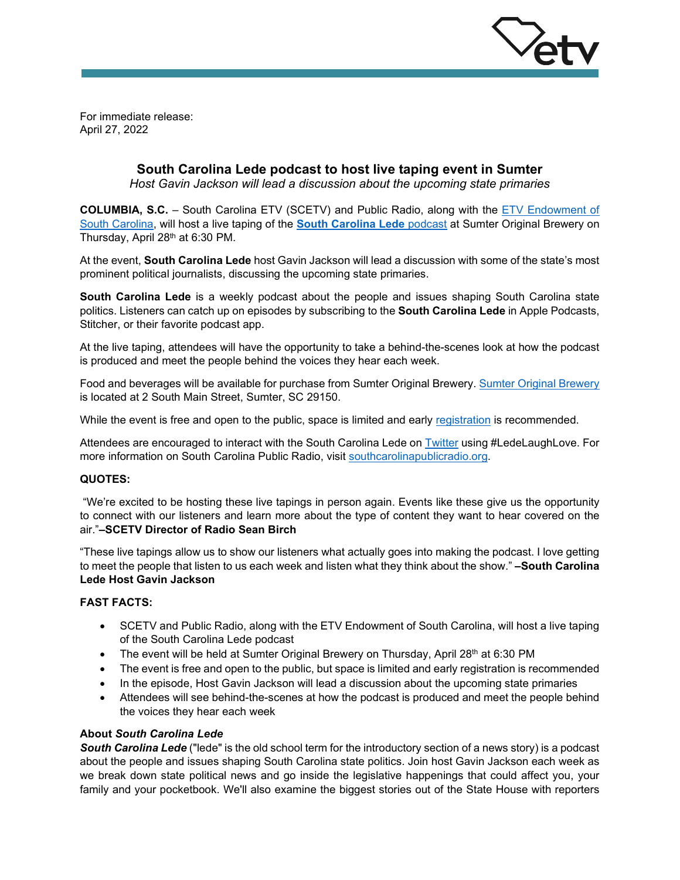For immediate release:
April 27, 2022

# South Carolina Lede podcast to host live taping event in Sumter

*Host Gavin Jackson will lead a discussion about the upcoming state primaries*

**COLUMBIA, S.C.** – South Carolina ETV (SCETV) and Public Radio, along with the ETV Endowment of South Carolina, will host a live taping of the **South Carolina Lede** podcast at Sumter Original Brewery on Thursday, April 28th at 6:30 PM.

At the event, **South Carolina Lede** host Gavin Jackson will lead a discussion with some of the state's most prominent political journalists, discussing the upcoming state primaries.

**South Carolina Lede** is a weekly podcast about the people and issues shaping South Carolina state politics. Listeners can catch up on episodes by subscribing to the **South Carolina Lede** in Apple Podcasts, Stitcher, or their favorite podcast app.

At the live taping, attendees will have the opportunity to take a behind-the-scenes look at how the podcast is produced and meet the people behind the voices they hear each week.

Food and beverages will be available for purchase from Sumter Original Brewery. Sumter Original Brewery is located at 2 South Main Street, Sumter, SC 29150.

While the event is free and open to the public, space is limited and early registration is recommended.

Attendees are encouraged to interact with the South Carolina Lede on Twitter using #LedeLaughLove. For more information on South Carolina Public Radio, visit southcarolinapublicradio.org.

**QUOTES:**

"We're excited to be hosting these live tapings in person again. Events like these give us the opportunity to connect with our listeners and learn more about the type of content they want to hear covered on the air."**–SCETV Director of Radio Sean Birch**

"These live tapings allow us to show our listeners what actually goes into making the podcast. I love getting to meet the people that listen to us each week and listen what they think about the show." **–South Carolina Lede Host Gavin Jackson**

**FAST FACTS:**

- SCETV and Public Radio, along with the ETV Endowment of South Carolina, will host a live taping of the South Carolina Lede podcast
- The event will be held at Sumter Original Brewery on Thursday, April 28th at 6:30 PM
- The event is free and open to the public, but space is limited and early registration is recommended
- In the episode, Host Gavin Jackson will lead a discussion about the upcoming state primaries
- Attendees will see behind-the-scenes at how the podcast is produced and meet the people behind the voices they hear each week

**About *South Carolina Lede***

***South Carolina Lede*** ("lede" is the old school term for the introductory section of a news story) is a podcast about the people and issues shaping South Carolina state politics. Join host Gavin Jackson each week as we break down state political news and go inside the legislative happenings that could affect you, your family and your pocketbook. We'll also examine the biggest stories out of the State House with reporters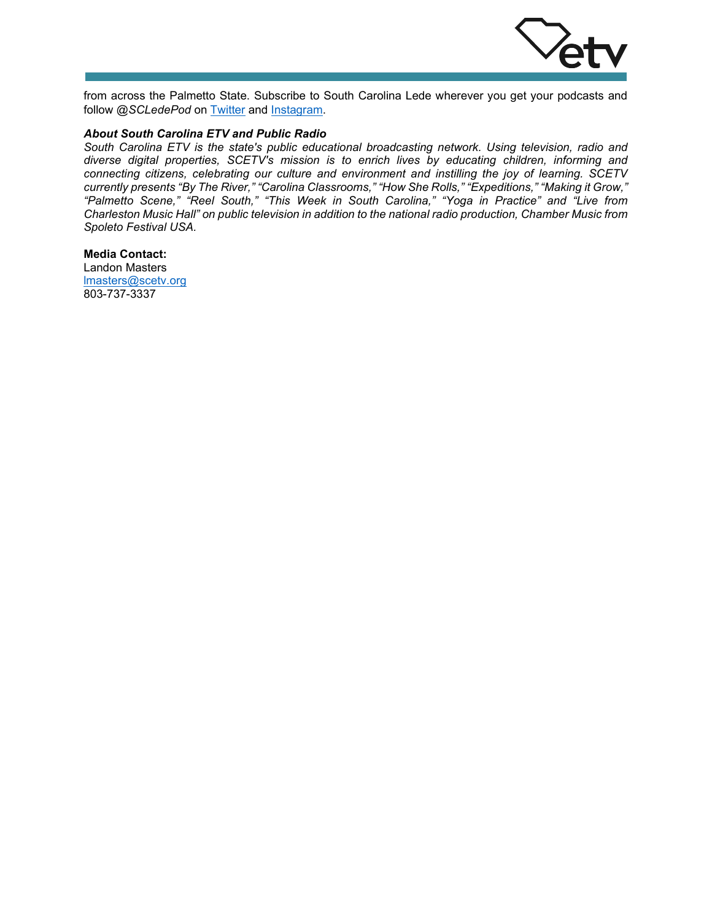from across the Palmetto State. Subscribe to South Carolina Lede wherever you get your podcasts and follow @*SCLedePod* on [Twitter]() and [Instagram]().

***About South Carolina ETV and Public Radio***

*South Carolina ETV is the state's public educational broadcasting network. Using television, radio and diverse digital properties, SCETV's mission is to enrich lives by educating children, informing and connecting citizens, celebrating our culture and environment and instilling the joy of learning. SCETV currently presents "By The River," "Carolina Classrooms," "How She Rolls," "Expeditions," "Making it Grow," "Palmetto Scene," "Reel South," "This Week in South Carolina," "Yoga in Practice" and "Live from Charleston Music Hall" on public television in addition to the national radio production, Chamber Music from Spoleto Festival USA.*

**Media Contact:**
Landon Masters
lmasters@scetv.org
803-737-3337